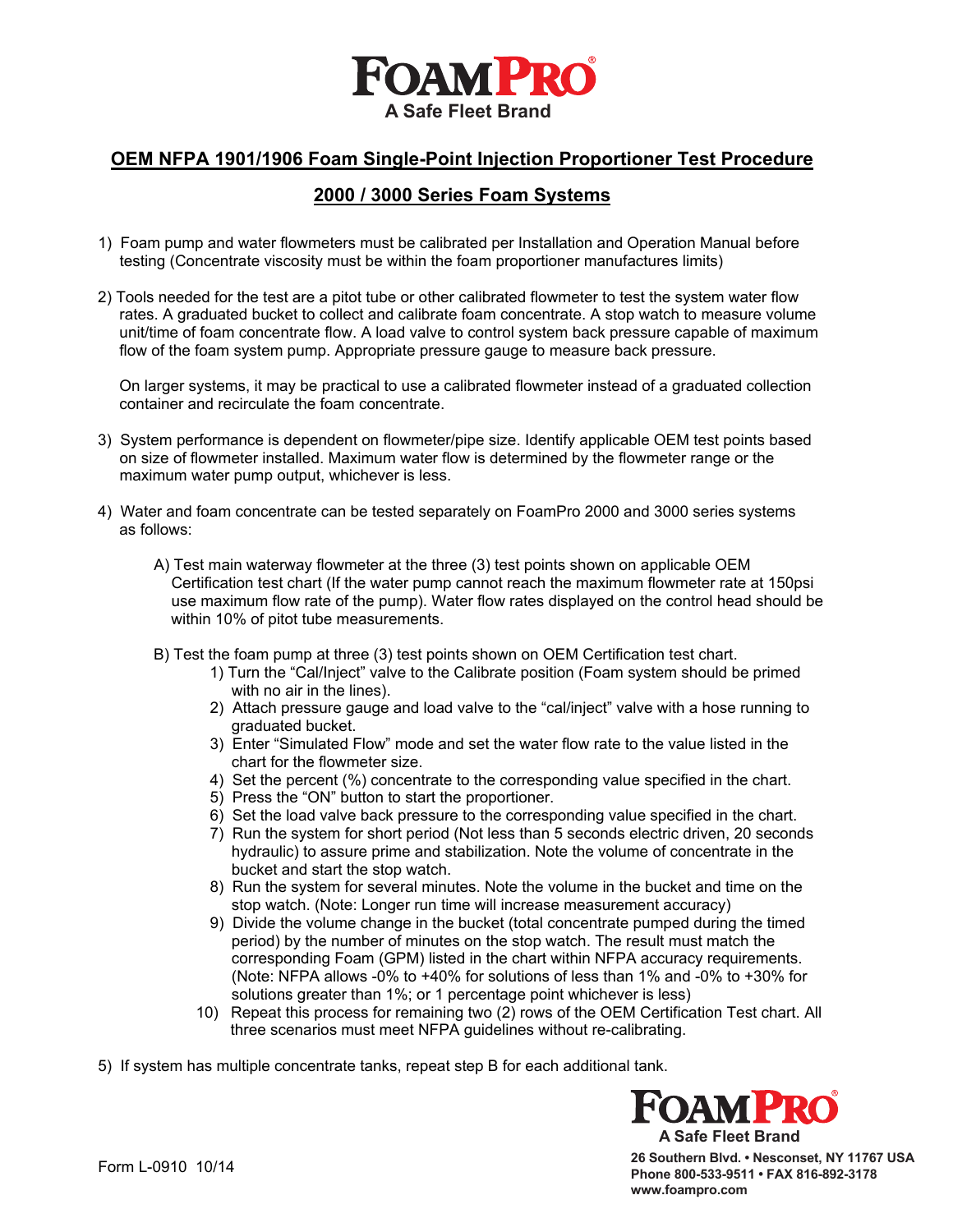# FoamPro

A Safe Fleet Brand

## OEM NFPA 1901/1906 Foam Single-Point Injection Proportioner Test Procedure

## 2000 / 3000 Series Foam Systems

1) Foam pump and water flowmeters must be calibrated per Installation and Operation Manual before testing (Concentrate viscosity must be within the foam proportioner manufactures limits)

2) Tools needed for the test are a pitot tube or other calibrated flowmeter to test the system water flow rates. A graduated bucket to collect and calibrate foam concentrate. A stop watch to measure volume unit/time of foam concentrate flow. A load valve to control system back pressure capable of maximum flow of the foam system pump. Appropriate pressure gauge to measure back pressure.

   On larger systems, it may be practical to use a calibrated flowmeter instead of a graduated collection container and recirculate the foam concentrate.

3) System performance is dependent on flowmeter/pipe size. Identify applicable OEM test points based on size of flowmeter installed. Maximum water flow is determined by the flowmeter range or the maximum water pump output, whichever is less.

4) Water and foam concentrate can be tested separately on FoamPro 2000 and 3000 series systems as follows:

   A) Test main waterway flowmeter at the three (3) test points shown on applicable OEM Certification test chart (If the water pump cannot reach the maximum flowmeter rate at 150psi use maximum flow rate of the pump). Water flow rates displayed on the control head should be within 10% of pitot tube measurements.

   B) Test the foam pump at three (3) test points shown on OEM Certification test chart.
      1) Turn the "Cal/Inject" valve to the Calibrate position (Foam system should be primed with no air in the lines).
      2) Attach pressure gauge and load valve to the "cal/inject" valve with a hose running to graduated bucket.
      3) Enter "Simulated Flow" mode and set the water flow rate to the value listed in the chart for the flowmeter size.
      4) Set the percent (%) concentrate to the corresponding value specified in the chart.
      5) Press the "ON" button to start the proportioner.
      6) Set the load valve back pressure to the corresponding value specified in the chart.
      7) Run the system for short period (Not less than 5 seconds electric driven, 20 seconds hydraulic) to assure prime and stabilization. Note the volume of concentrate in the bucket and start the stop watch.
      8) Run the system for several minutes. Note the volume in the bucket and time on the stop watch. (Note: Longer run time will increase measurement accuracy)
      9) Divide the volume change in the bucket (total concentrate pumped during the timed period) by the number of minutes on the stop watch. The result must match the corresponding Foam (GPM) listed in the chart within NFPA accuracy requirements. (Note: NFPA allows -0% to +40% for solutions of less than 1% and -0% to +30% for solutions greater than 1%; or 1 percentage point whichever is less)
      10) Repeat this process for remaining two (2) rows of the OEM Certification Test chart. All three scenarios must meet NFPA guidelines without re-calibrating.

5) If system has multiple concentrate tanks, repeat step B for each additional tank.

Form L-0910 10/14

**FoamPro**
**A Safe Fleet Brand**
**26 Southern Blvd. • Nesconset, NY 11767 USA**
**Phone 800-533-9511 • FAX 816-892-3178**
**www.foampro.com**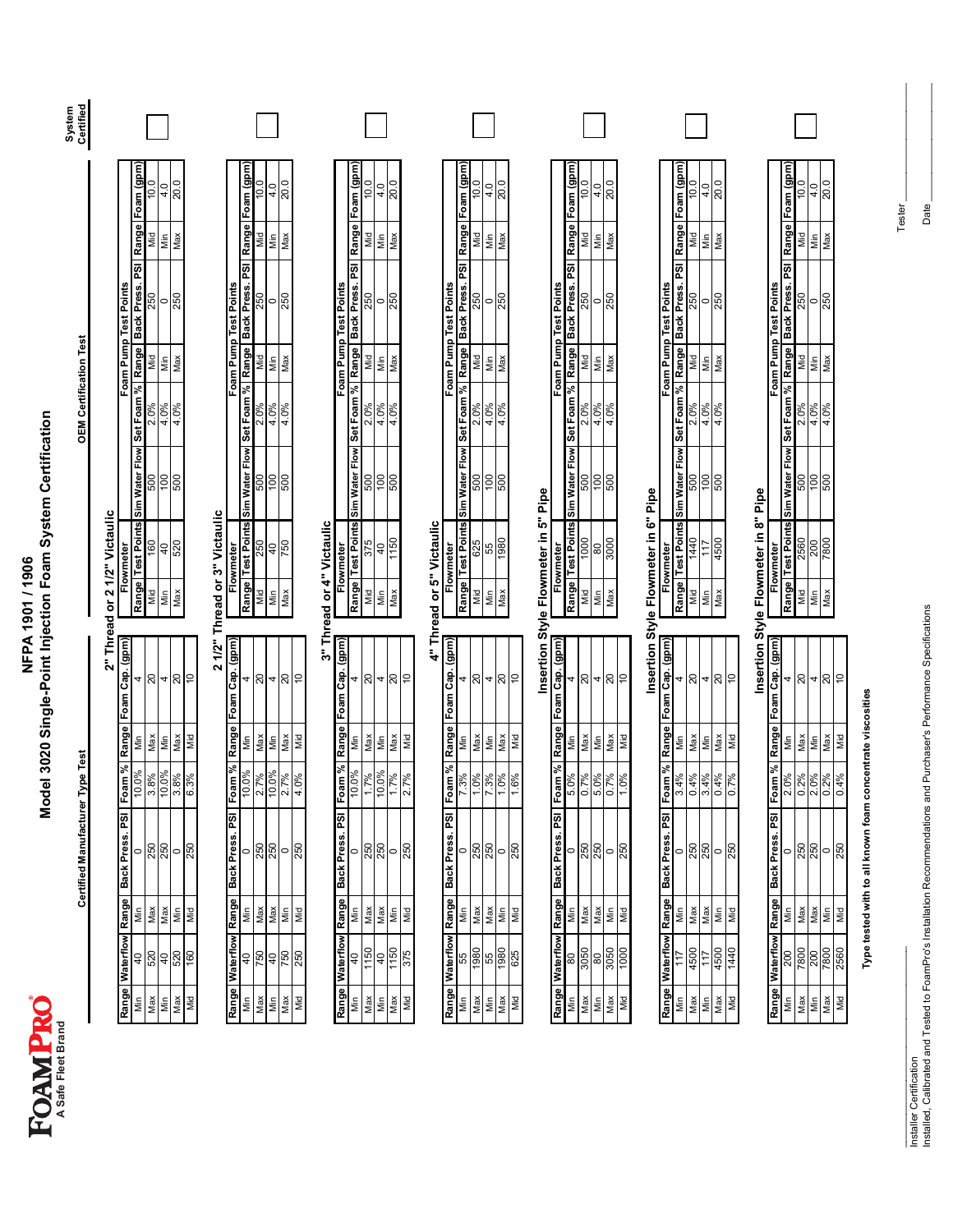FoamPro
A Safe Fleet Brand

# NFPA 1901 / 1906
## Model 3020 Single-Point Injection Foam System Certification

**Certified Manufacturer Type Test** | **OEM Certification Test** | **System Certified**

### 2" Thread or 2 1/2" Victaulic

| Range | Waterflow | Range | Back Press. PSI | Foam % | Range | Foam Cap. (gpm) |
|---|---|---|---|---|---|---|
| Min | 40 | Min | 0 | 10.0% | Min | 4 |
| Max | 520 | Max | 250 | 3.8% | Max | 20 |
| Min | 40 | Max | 250 | 10.0% | Max | 20 |
| Max | 520 | Min | 0 | 3.8% | Min | 4 |
| Mid | 160 | Mid | 250 | 6.3% | Mid | 10 |

| Flowmeter | | Foam Pump Test Points | | | | | | |
|---|---|---|---|---|---|---|---|---|
| Range | Test Points | Sim Water Flow | Set Foam % | Range | Back Press. PSI | Range | Foam (gpm) | System Certified |
| Mid | 160 | 500 | 2.0% | Mid | 250 | Mid | 10.0 | ☐ |
| Min | 40 | 100 | 4.0% | Min | 0 | Min | 4.0 | |
| Max | 520 | 500 | 4.0% | Max | 250 | Max | 20.0 | |

### 2 1/2" Thread or 3" Victaulic

| Range | Waterflow | Range | Back Press. PSI | Foam % | Range | Foam Cap. (gpm) |
|---|---|---|---|---|---|---|
| Min | 40 | Min | 0 | 10.0% | Min | 4 |
| Max | 750 | Max | 250 | 2.7% | Max | 20 |
| Min | 40 | Max | 250 | 10.0% | Min | 4 |
| Max | 750 | Min | 0 | 2.7% | Max | 20 |
| Mid | 250 | Mid | 250 | 4.0% | Mid | 10 |

| Flowmeter | | Foam Pump Test Points | | | | | | |
|---|---|---|---|---|---|---|---|---|
| Range | Test Points | Sim Water Flow | Set Foam % | Range | Back Press. PSI | Range | Foam (gpm) | System Certified |
| Mid | 250 | 500 | 2.0% | Mid | 250 | Mid | 10.0 | ☐ |
| Min | 40 | 100 | 4.0% | Min | 0 | Min | 4.0 | |
| Max | 750 | 500 | 4.0% | Max | 250 | Max | 20.0 | |

### 3" Thread or 4" Victaulic

| Range | Waterflow | Range | Back Press. PSI | Foam % | Range | Foam Cap. (gpm) |
|---|---|---|---|---|---|---|
| Min | 40 | Min | 0 | 10.0% | Min | 4 |
| Max | 1150 | Max | 250 | 1.7% | Max | 20 |
| Min | 40 | Max | 250 | 10.0% | Min | 4 |
| Max | 1150 | Min | 0 | 1.7% | Max | 20 |
| Mid | 375 | Mid | 250 | 2.7% | Mid | 10 |

| Flowmeter | | Foam Pump Test Points | | | | | | |
|---|---|---|---|---|---|---|---|---|
| Range | Test Points | Sim Water Flow | Set Foam % | Range | Back Press. PSI | Range | Foam (gpm) | System Certified |
| Mid | 375 | 500 | 2.0% | Mid | 250 | Mid | 10.0 | ☐ |
| Min | 40 | 100 | 4.0% | Min | 0 | Min | 4.0 | |
| Max | 1150 | 500 | 4.0% | Max | 250 | Max | 20.0 | |

### 4" Thread or 5" Victaulic

| Range | Waterflow | Range | Back Press. PSI | Foam % | Range | Foam Cap. (gpm) |
|---|---|---|---|---|---|---|
| Min | 55 | Min | 0 | 7.3% | Min | 4 |
| Max | 1980 | Max | 250 | 1.0% | Max | 20 |
| Min | 55 | Max | 250 | 7.3% | Min | 4 |
| Max | 1980 | Min | 0 | 1.0% | Max | 20 |
| Mid | 625 | Mid | 250 | 1.6% | Mid | 10 |

| Flowmeter | | Foam Pump Test Points | | | | | | |
|---|---|---|---|---|---|---|---|---|
| Range | Test Points | Sim Water Flow | Set Foam % | Range | Back Press. PSI | Range | Foam (gpm) | System Certified |
| Mid | 625 | 500 | 2.0% | Mid | 250 | Mid | 10.0 | ☐ |
| Min | 55 | 100 | 4.0% | Min | 0 | Min | 4.0 | |
| Max | 1980 | 500 | 4.0% | Max | 250 | Max | 20.0 | |

### Insertion Style Flowmeter in 5" Pipe

| Range | Waterflow | Range | Back Press. PSI | Foam % | Range | Foam Cap. (gpm) |
|---|---|---|---|---|---|---|
| Min | 80 | Min | 0 | 5.0% | Min | 4 |
| Max | 3050 | Max | 250 | 0.7% | Max | 20 |
| Min | 80 | Max | 250 | 5.0% | Min | 4 |
| Max | 3050 | Min | 0 | 0.7% | Max | 20 |
| Mid | 1000 | Mid | 250 | 1.0% | Mid | 10 |

| Flowmeter | | Foam Pump Test Points | | | | | | |
|---|---|---|---|---|---|---|---|---|
| Range | Test Points | Sim Water Flow | Set Foam % | Range | Back Press. PSI | Range | Foam (gpm) | System Certified |
| Mid | 1000 | 500 | 2.0% | Mid | 250 | Mid | 10.0 | ☐ |
| Min | 80 | 100 | 4.0% | Min | 0 | Min | 4.0 | |
| Max | 3000 | 500 | 4.0% | Max | 250 | Max | 20.0 | |

### Insertion Style Flowmeter in 6" Pipe

| Range | Waterflow | Range | Back Press. PSI | Foam % | Range | Foam Cap. (gpm) |
|---|---|---|---|---|---|---|
| Min | 117 | Min | 0 | 3.4% | Min | 4 |
| Max | 4500 | Max | 250 | 0.4% | Max | 20 |
| Min | 117 | Max | 250 | 3.4% | Min | 4 |
| Max | 4500 | Min | 0 | 0.4% | Max | 20 |
| Mid | 1440 | Mid | 250 | 0.7% | Mid | 10 |

| Flowmeter | | Foam Pump Test Points | | | | | | |
|---|---|---|---|---|---|---|---|---|
| Range | Test Points | Sim Water Flow | Set Foam % | Range | Back Press. PSI | Range | Foam (gpm) | System Certified |
| Mid | 1440 | 500 | 2.0% | Mid | 250 | Mid | 10.0 | ☐ |
| Min | 117 | 100 | 4.0% | Min | 0 | Min | 4.0 | |
| Max | 4500 | 500 | 4.0% | Max | 250 | Max | 20.0 | |

### Insertion Style Flowmeter in 8" Pipe

| Range | Waterflow | Range | Back Press. PSI | Foam % | Range | Foam Cap. (gpm) |
|---|---|---|---|---|---|---|
| Min | 200 | Min | 0 | 2.0% | Min | 4 |
| Max | 7800 | Max | 250 | 0.2% | Max | 20 |
| Min | 200 | Max | 250 | 2.0% | Min | 4 |
| Max | 7800 | Min | 0 | 0.2% | Max | 20 |
| Mid | 2560 | Mid | 250 | 0.4% | Mid | 10 |

| Flowmeter | | Foam Pump Test Points | | | | | | |
|---|---|---|---|---|---|---|---|---|
| Range | Test Points | Sim Water Flow | Set Foam % | Range | Back Press. PSI | Range | Foam (gpm) | System Certified |
| Mid | 2560 | 500 | 2.0% | Mid | 250 | Mid | 10.0 | ☐ |
| Min | 200 | 100 | 4.0% | Min | 0 | Min | 4.0 | |
| Max | 7800 | 500 | 4.0% | Max | 250 | Max | 20.0 | |

**Type tested with to all known foam concentrate viscosities**

Installer Certification
Installed, Calibrated and Tested to FoamPro's Installation Recommendations and Purchaser's Performance Specifications

Tester ______________________

Date ______________________